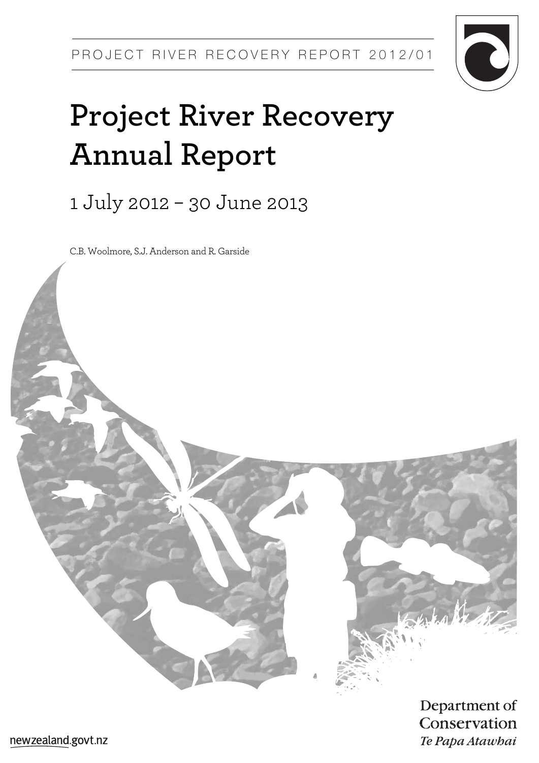PROJECT RIVER RECOVERY REPORT 2012/01

# Project River Recovery Annual Report

## 1 July 2012 – 30 June 2013

C.B. Woolmore, S.J. Anderson and R. Garside

Department of Conservation
*Te Papa Atawhai*

newzealand.govt.nz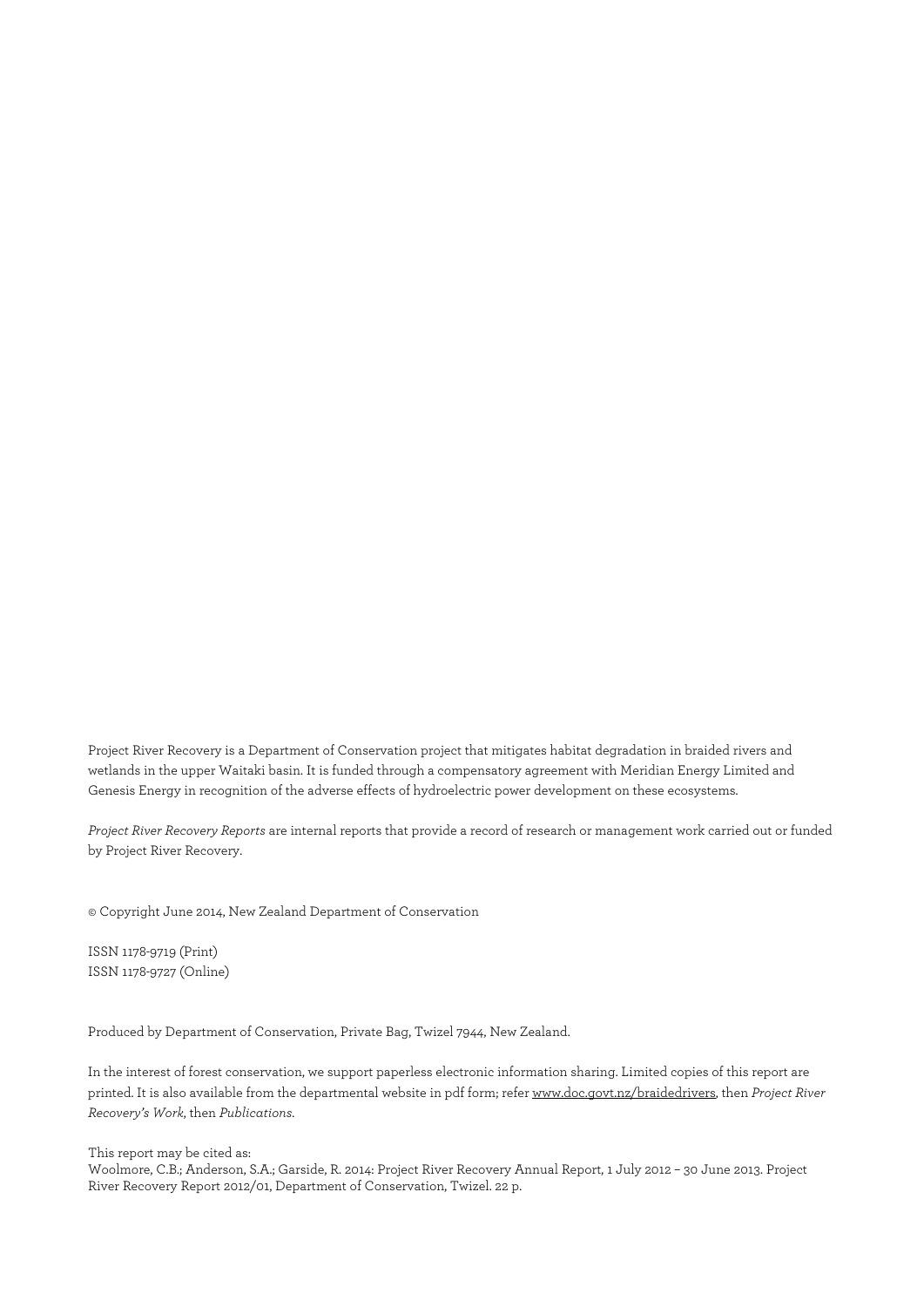Project River Recovery is a Department of Conservation project that mitigates habitat degradation in braided rivers and wetlands in the upper Waitaki basin. It is funded through a compensatory agreement with Meridian Energy Limited and Genesis Energy in recognition of the adverse effects of hydroelectric power development on these ecosystems.

*Project River Recovery Reports* are internal reports that provide a record of research or management work carried out or funded by Project River Recovery.

© Copyright June 2014, New Zealand Department of Conservation

ISSN 1178-9719 (Print)
ISSN 1178-9727 (Online)

Produced by Department of Conservation, Private Bag, Twizel 7944, New Zealand.

In the interest of forest conservation, we support paperless electronic information sharing. Limited copies of this report are printed. It is also available from the departmental website in pdf form; refer www.doc.govt.nz/braidedrivers, then *Project River Recovery's Work*, then *Publications*.

This report may be cited as:
Woolmore, C.B.; Anderson, S.A.; Garside, R. 2014: Project River Recovery Annual Report, 1 July 2012 – 30 June 2013. Project River Recovery Report 2012/01, Department of Conservation, Twizel. 22 p.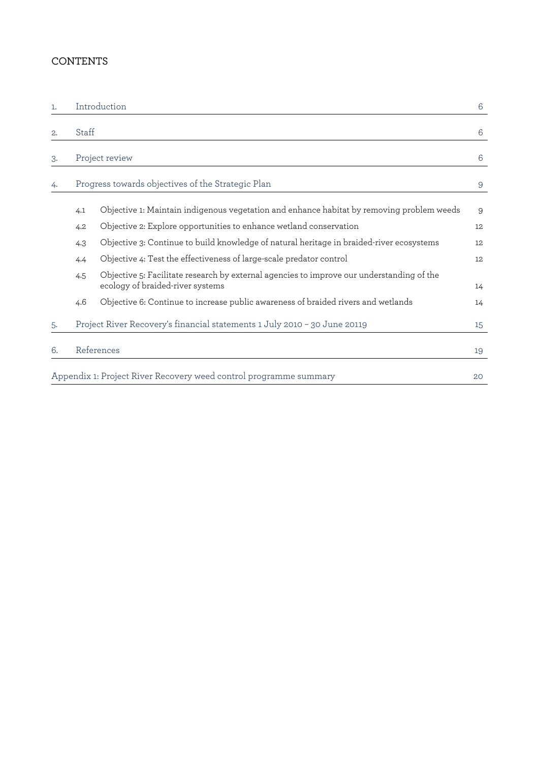## CONTENTS

| | | | |
|---|---|---|---|
| 1. | Introduction | | 6 |
| 2. | Staff | | 6 |
| 3. | Project review | | 6 |
| 4. | Progress towards objectives of the Strategic Plan | | 9 |
| | 4.1 | Objective 1: Maintain indigenous vegetation and enhance habitat by removing problem weeds | 9 |
| | 4.2 | Objective 2: Explore opportunities to enhance wetland conservation | 12 |
| | 4.3 | Objective 3: Continue to build knowledge of natural heritage in braided-river ecosystems | 12 |
| | 4.4 | Objective 4: Test the effectiveness of large-scale predator control | 12 |
| | 4.5 | Objective 5: Facilitate research by external agencies to improve our understanding of the ecology of braided-river systems | 14 |
| | 4.6 | Objective 6: Continue to increase public awareness of braided rivers and wetlands | 14 |
| 5. | Project River Recovery's financial statements 1 July 2010 – 30 June 20119 | | 15 |
| 6. | References | | 19 |
| Appendix 1: Project River Recovery weed control programme summary | | | 20 |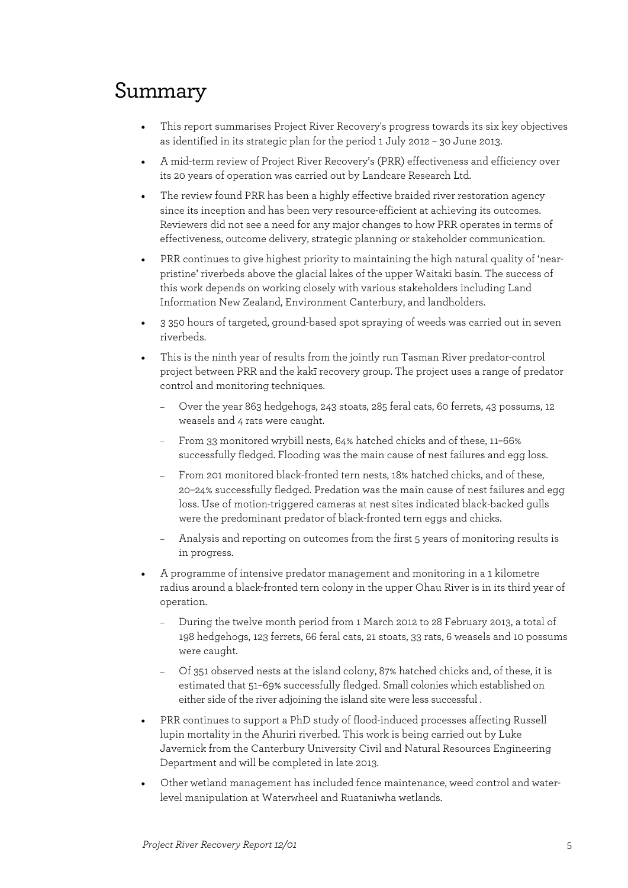# Summary

- This report summarises Project River Recovery's progress towards its six key objectives as identified in its strategic plan for the period 1 July 2012 – 30 June 2013.
- A mid-term review of Project River Recovery's (PRR) effectiveness and efficiency over its 20 years of operation was carried out by Landcare Research Ltd.
- The review found PRR has been a highly effective braided river restoration agency since its inception and has been very resource-efficient at achieving its outcomes. Reviewers did not see a need for any major changes to how PRR operates in terms of effectiveness, outcome delivery, strategic planning or stakeholder communication.
- PRR continues to give highest priority to maintaining the high natural quality of 'near-pristine' riverbeds above the glacial lakes of the upper Waitaki basin. The success of this work depends on working closely with various stakeholders including Land Information New Zealand, Environment Canterbury, and landholders.
- 3 350 hours of targeted, ground-based spot spraying of weeds was carried out in seven riverbeds.
- This is the ninth year of results from the jointly run Tasman River predator-control project between PRR and the kakī recovery group. The project uses a range of predator control and monitoring techniques.
  - Over the year 863 hedgehogs, 243 stoats, 285 feral cats, 60 ferrets, 43 possums, 12 weasels and 4 rats were caught.
  - From 33 monitored wrybill nests, 64% hatched chicks and of these, 11–66% successfully fledged. Flooding was the main cause of nest failures and egg loss.
  - From 201 monitored black-fronted tern nests, 18% hatched chicks, and of these, 20–24% successfully fledged. Predation was the main cause of nest failures and egg loss. Use of motion-triggered cameras at nest sites indicated black-backed gulls were the predominant predator of black-fronted tern eggs and chicks.
  - Analysis and reporting on outcomes from the first 5 years of monitoring results is in progress.
- A programme of intensive predator management and monitoring in a 1 kilometre radius around a black-fronted tern colony in the upper Ohau River is in its third year of operation.
  - During the twelve month period from 1 March 2012 to 28 February 2013, a total of 198 hedgehogs, 123 ferrets, 66 feral cats, 21 stoats, 33 rats, 6 weasels and 10 possums were caught.
  - Of 351 observed nests at the island colony, 87% hatched chicks and, of these, it is estimated that 51–69% successfully fledged. Small colonies which established on either side of the river adjoining the island site were less successful .
- PRR continues to support a PhD study of flood-induced processes affecting Russell lupin mortality in the Ahuriri riverbed. This work is being carried out by Luke Javernick from the Canterbury University Civil and Natural Resources Engineering Department and will be completed in late 2013.
- Other wetland management has included fence maintenance, weed control and water-level manipulation at Waterwheel and Ruataniwha wetlands.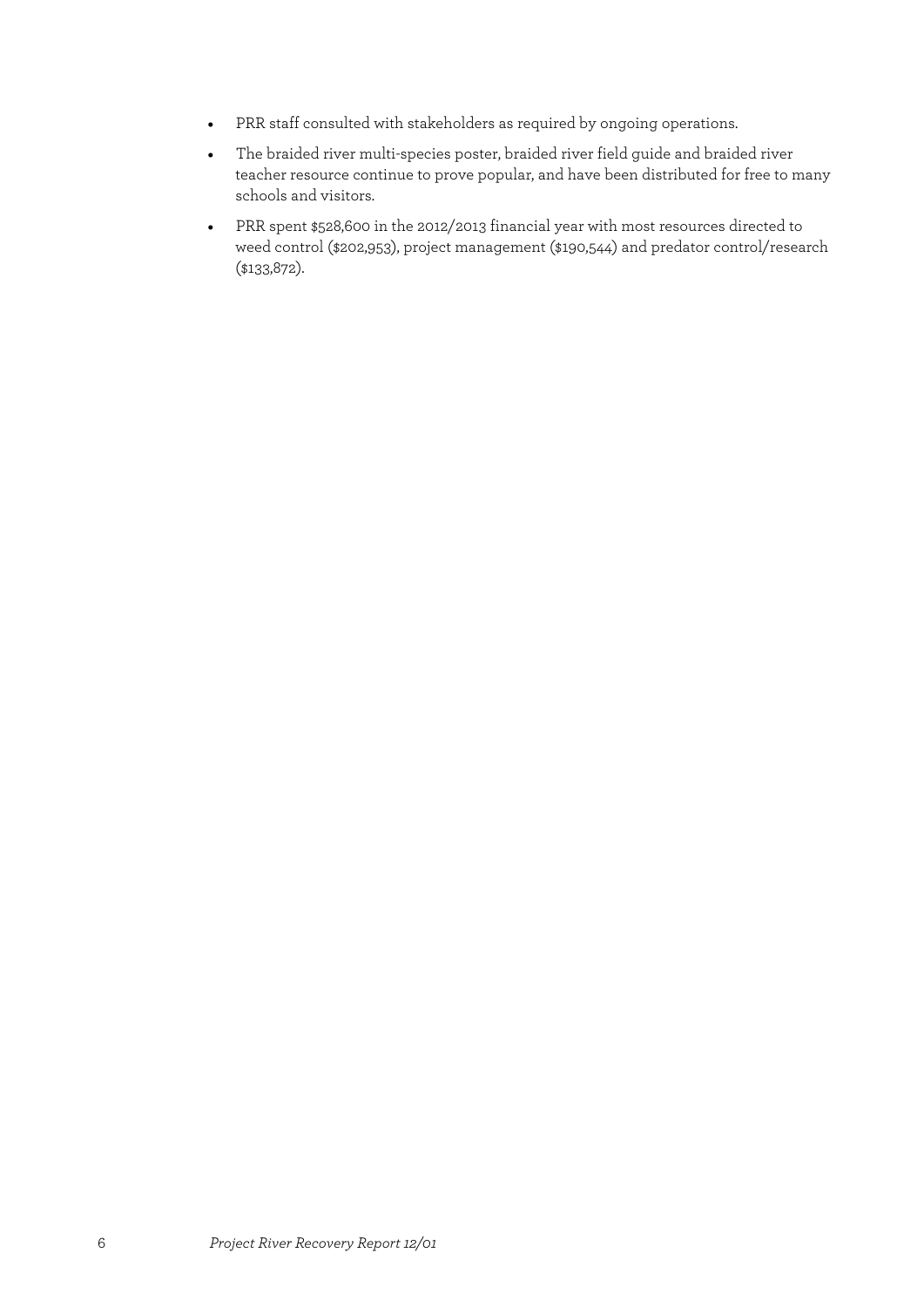- PRR staff consulted with stakeholders as required by ongoing operations.
- The braided river multi-species poster, braided river field guide and braided river teacher resource continue to prove popular, and have been distributed for free to many schools and visitors.
- PRR spent $528,600 in the 2012/2013 financial year with most resources directed to weed control ($202,953), project management ($190,544) and predator control/research ($133,872).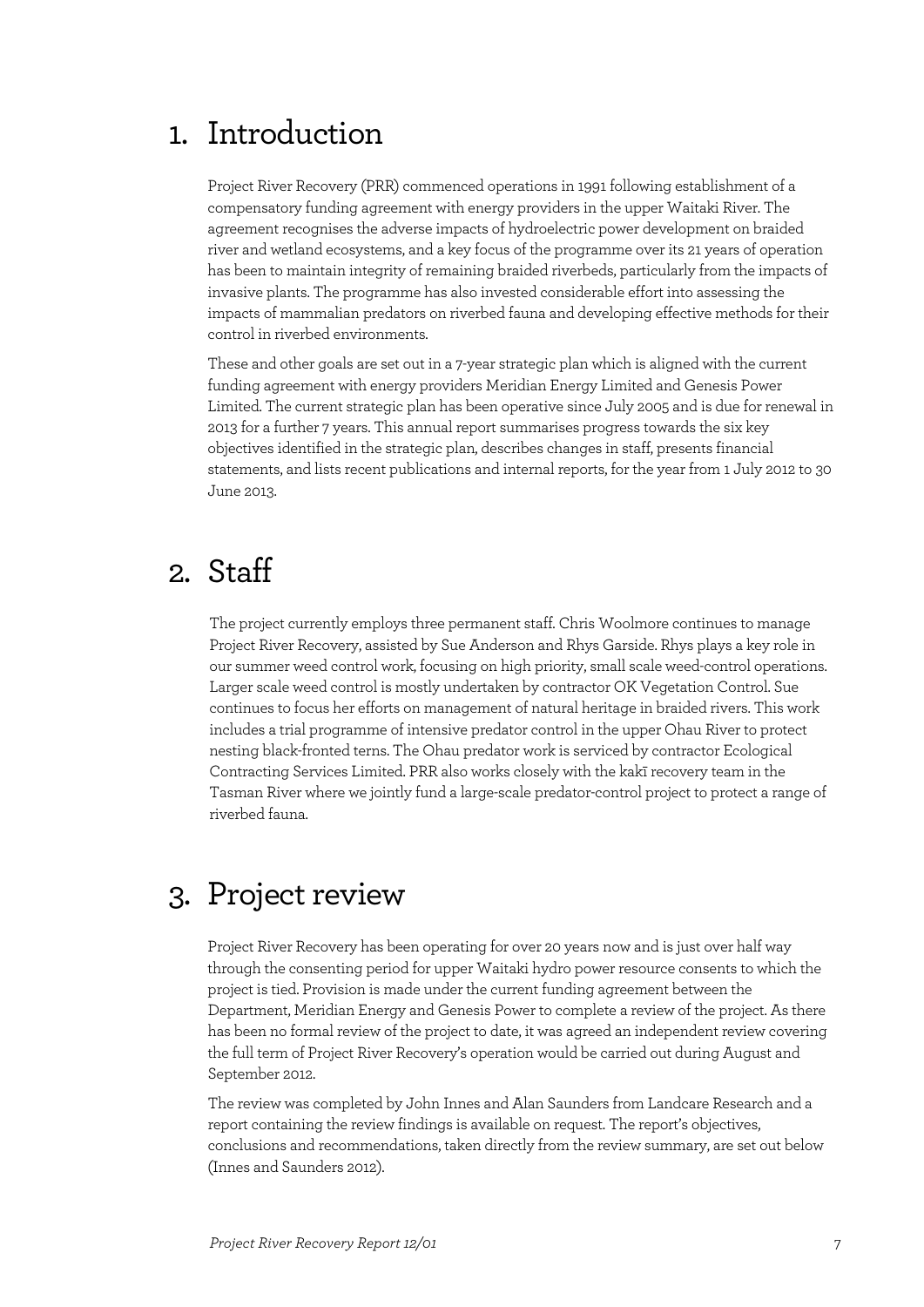# 1. Introduction

Project River Recovery (PRR) commenced operations in 1991 following establishment of a compensatory funding agreement with energy providers in the upper Waitaki River. The agreement recognises the adverse impacts of hydroelectric power development on braided river and wetland ecosystems, and a key focus of the programme over its 21 years of operation has been to maintain integrity of remaining braided riverbeds, particularly from the impacts of invasive plants. The programme has also invested considerable effort into assessing the impacts of mammalian predators on riverbed fauna and developing effective methods for their control in riverbed environments.

These and other goals are set out in a 7-year strategic plan which is aligned with the current funding agreement with energy providers Meridian Energy Limited and Genesis Power Limited. The current strategic plan has been operative since July 2005 and is due for renewal in 2013 for a further 7 years. This annual report summarises progress towards the six key objectives identified in the strategic plan, describes changes in staff, presents financial statements, and lists recent publications and internal reports, for the year from 1 July 2012 to 30 June 2013.

# 2. Staff

The project currently employs three permanent staff. Chris Woolmore continues to manage Project River Recovery, assisted by Sue Anderson and Rhys Garside. Rhys plays a key role in our summer weed control work, focusing on high priority, small scale weed-control operations. Larger scale weed control is mostly undertaken by contractor OK Vegetation Control. Sue continues to focus her efforts on management of natural heritage in braided rivers. This work includes a trial programme of intensive predator control in the upper Ohau River to protect nesting black-fronted terns. The Ohau predator work is serviced by contractor Ecological Contracting Services Limited. PRR also works closely with the kakī recovery team in the Tasman River where we jointly fund a large-scale predator-control project to protect a range of riverbed fauna.

# 3. Project review

Project River Recovery has been operating for over 20 years now and is just over half way through the consenting period for upper Waitaki hydro power resource consents to which the project is tied. Provision is made under the current funding agreement between the Department, Meridian Energy and Genesis Power to complete a review of the project. As there has been no formal review of the project to date, it was agreed an independent review covering the full term of Project River Recovery's operation would be carried out during August and September 2012.

The review was completed by John Innes and Alan Saunders from Landcare Research and a report containing the review findings is available on request. The report's objectives, conclusions and recommendations, taken directly from the review summary, are set out below (Innes and Saunders 2012).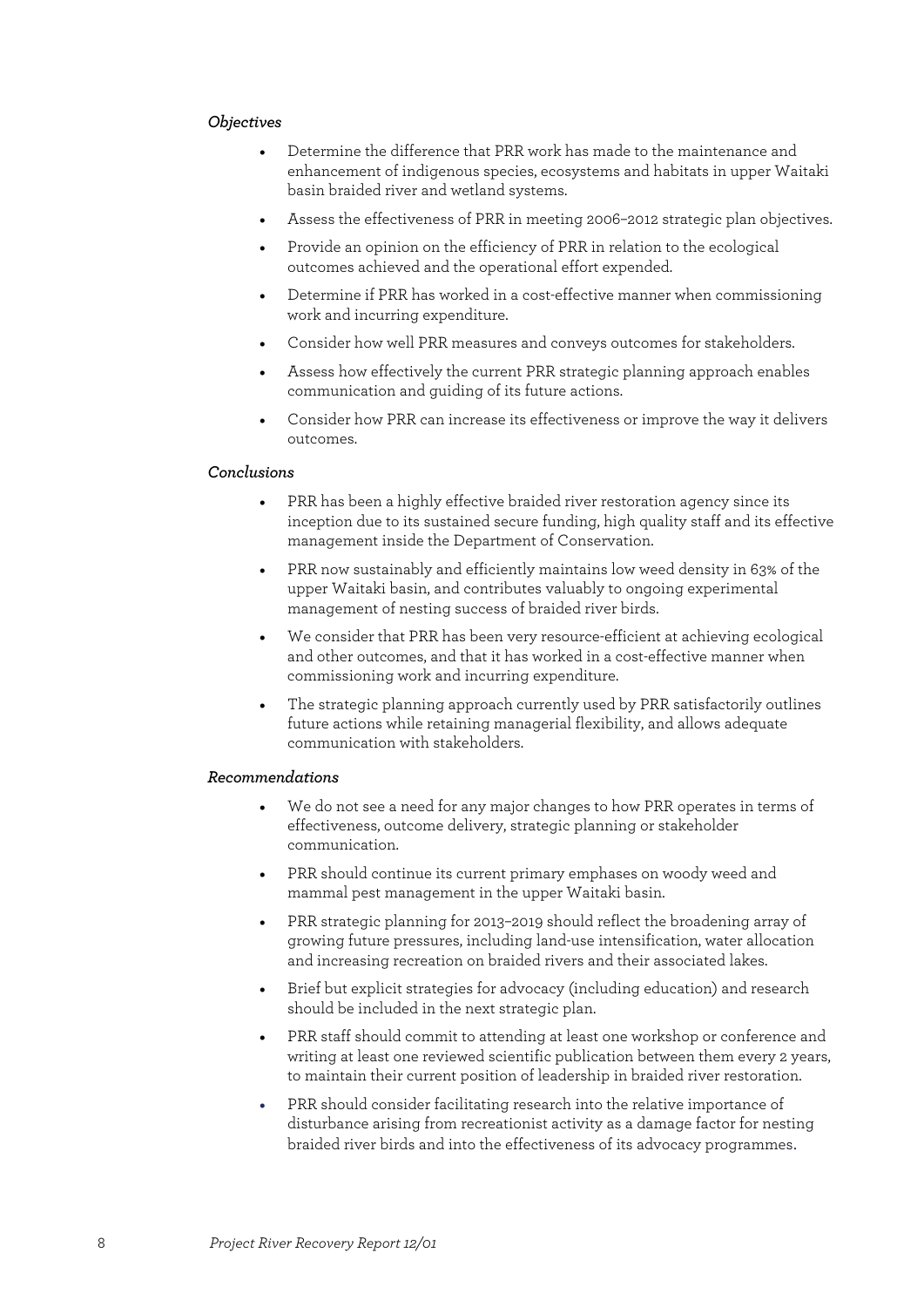*Objectives*

- Determine the difference that PRR work has made to the maintenance and enhancement of indigenous species, ecosystems and habitats in upper Waitaki basin braided river and wetland systems.
- Assess the effectiveness of PRR in meeting 2006–2012 strategic plan objectives.
- Provide an opinion on the efficiency of PRR in relation to the ecological outcomes achieved and the operational effort expended.
- Determine if PRR has worked in a cost-effective manner when commissioning work and incurring expenditure.
- Consider how well PRR measures and conveys outcomes for stakeholders.
- Assess how effectively the current PRR strategic planning approach enables communication and guiding of its future actions.
- Consider how PRR can increase its effectiveness or improve the way it delivers outcomes.

*Conclusions*

- PRR has been a highly effective braided river restoration agency since its inception due to its sustained secure funding, high quality staff and its effective management inside the Department of Conservation.
- PRR now sustainably and efficiently maintains low weed density in 63% of the upper Waitaki basin, and contributes valuably to ongoing experimental management of nesting success of braided river birds.
- We consider that PRR has been very resource-efficient at achieving ecological and other outcomes, and that it has worked in a cost-effective manner when commissioning work and incurring expenditure.
- The strategic planning approach currently used by PRR satisfactorily outlines future actions while retaining managerial flexibility, and allows adequate communication with stakeholders.

*Recommendations*

- We do not see a need for any major changes to how PRR operates in terms of effectiveness, outcome delivery, strategic planning or stakeholder communication.
- PRR should continue its current primary emphases on woody weed and mammal pest management in the upper Waitaki basin.
- PRR strategic planning for 2013–2019 should reflect the broadening array of growing future pressures, including land-use intensification, water allocation and increasing recreation on braided rivers and their associated lakes.
- Brief but explicit strategies for advocacy (including education) and research should be included in the next strategic plan.
- PRR staff should commit to attending at least one workshop or conference and writing at least one reviewed scientific publication between them every 2 years, to maintain their current position of leadership in braided river restoration.
- PRR should consider facilitating research into the relative importance of disturbance arising from recreationist activity as a damage factor for nesting braided river birds and into the effectiveness of its advocacy programmes.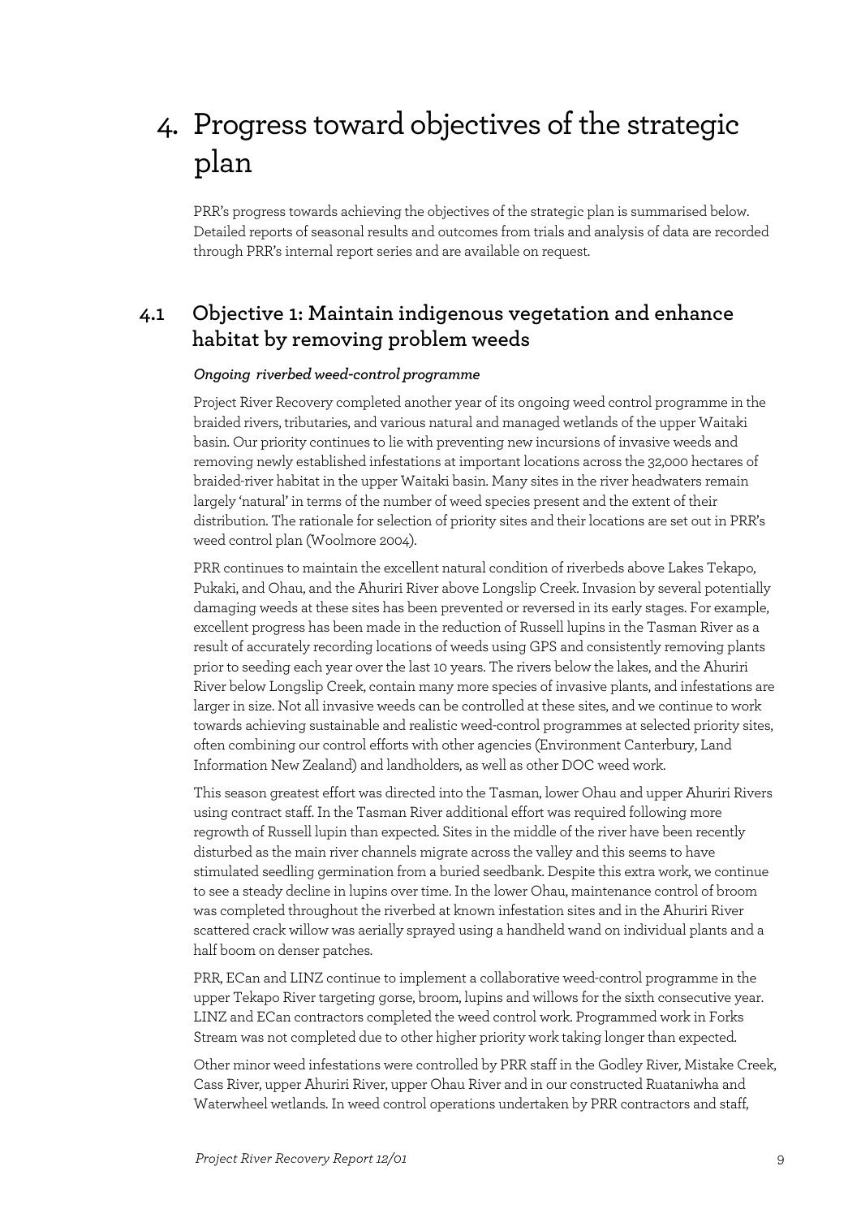# 4. Progress toward objectives of the strategic plan

PRR's progress towards achieving the objectives of the strategic plan is summarised below. Detailed reports of seasonal results and outcomes from trials and analysis of data are recorded through PRR's internal report series and are available on request.

## 4.1 Objective 1: Maintain indigenous vegetation and enhance habitat by removing problem weeds

*Ongoing riverbed weed-control programme*

Project River Recovery completed another year of its ongoing weed control programme in the braided rivers, tributaries, and various natural and managed wetlands of the upper Waitaki basin. Our priority continues to lie with preventing new incursions of invasive weeds and removing newly established infestations at important locations across the 32,000 hectares of braided-river habitat in the upper Waitaki basin. Many sites in the river headwaters remain largely 'natural' in terms of the number of weed species present and the extent of their distribution. The rationale for selection of priority sites and their locations are set out in PRR's weed control plan (Woolmore 2004).

PRR continues to maintain the excellent natural condition of riverbeds above Lakes Tekapo, Pukaki, and Ohau, and the Ahuriri River above Longslip Creek. Invasion by several potentially damaging weeds at these sites has been prevented or reversed in its early stages. For example, excellent progress has been made in the reduction of Russell lupins in the Tasman River as a result of accurately recording locations of weeds using GPS and consistently removing plants prior to seeding each year over the last 10 years. The rivers below the lakes, and the Ahuriri River below Longslip Creek, contain many more species of invasive plants, and infestations are larger in size. Not all invasive weeds can be controlled at these sites, and we continue to work towards achieving sustainable and realistic weed-control programmes at selected priority sites, often combining our control efforts with other agencies (Environment Canterbury, Land Information New Zealand) and landholders, as well as other DOC weed work.

This season greatest effort was directed into the Tasman, lower Ohau and upper Ahuriri Rivers using contract staff. In the Tasman River additional effort was required following more regrowth of Russell lupin than expected. Sites in the middle of the river have been recently disturbed as the main river channels migrate across the valley and this seems to have stimulated seedling germination from a buried seedbank. Despite this extra work, we continue to see a steady decline in lupins over time. In the lower Ohau, maintenance control of broom was completed throughout the riverbed at known infestation sites and in the Ahuriri River scattered crack willow was aerially sprayed using a handheld wand on individual plants and a half boom on denser patches.

PRR, ECan and LINZ continue to implement a collaborative weed-control programme in the upper Tekapo River targeting gorse, broom, lupins and willows for the sixth consecutive year. LINZ and ECan contractors completed the weed control work. Programmed work in Forks Stream was not completed due to other higher priority work taking longer than expected.

Other minor weed infestations were controlled by PRR staff in the Godley River, Mistake Creek, Cass River, upper Ahuriri River, upper Ohau River and in our constructed Ruataniwha and Waterwheel wetlands. In weed control operations undertaken by PRR contractors and staff,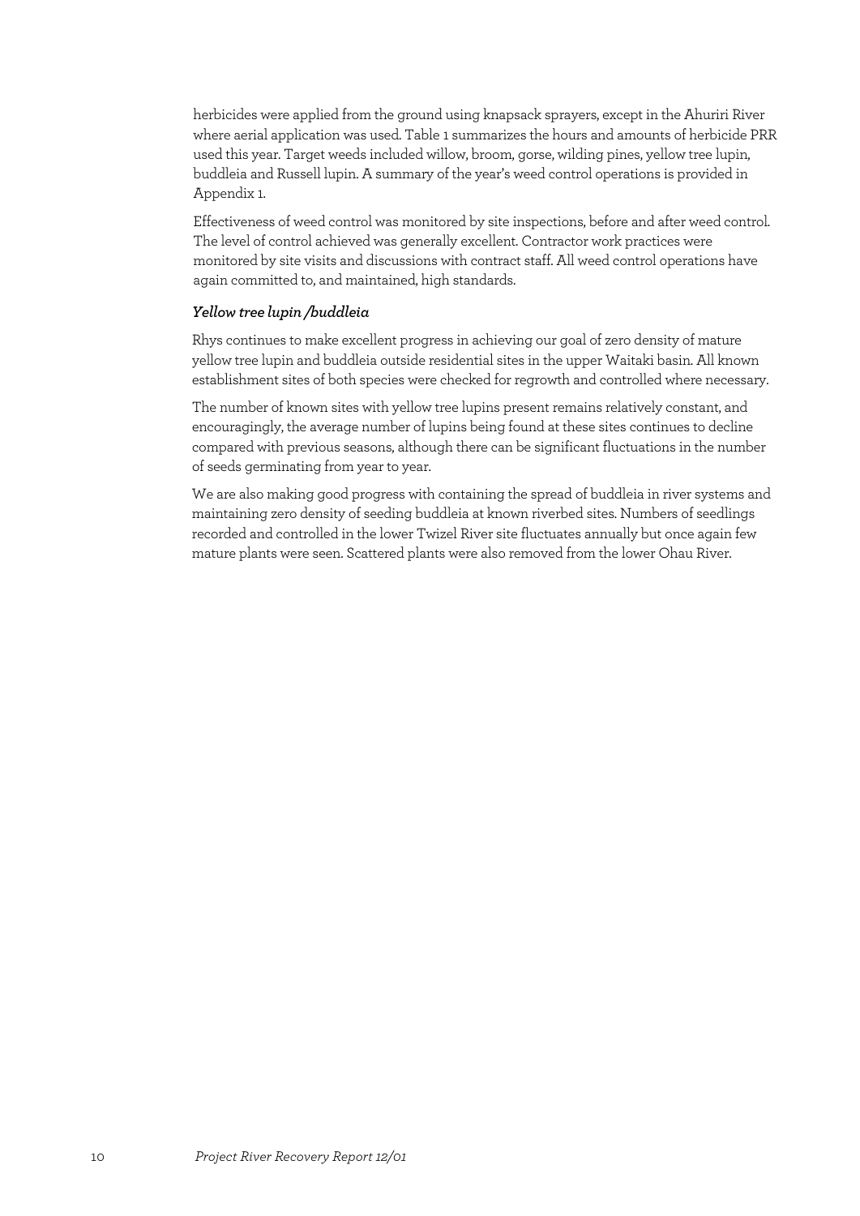herbicides were applied from the ground using knapsack sprayers, except in the Ahuriri River where aerial application was used. Table 1 summarizes the hours and amounts of herbicide PRR used this year. Target weeds included willow, broom, gorse, wilding pines, yellow tree lupin, buddleia and Russell lupin. A summary of the year's weed control operations is provided in Appendix 1.

Effectiveness of weed control was monitored by site inspections, before and after weed control. The level of control achieved was generally excellent. Contractor work practices were monitored by site visits and discussions with contract staff. All weed control operations have again committed to, and maintained, high standards.

### *Yellow tree lupin /buddleia*

Rhys continues to make excellent progress in achieving our goal of zero density of mature yellow tree lupin and buddleia outside residential sites in the upper Waitaki basin. All known establishment sites of both species were checked for regrowth and controlled where necessary.

The number of known sites with yellow tree lupins present remains relatively constant, and encouragingly, the average number of lupins being found at these sites continues to decline compared with previous seasons, although there can be significant fluctuations in the number of seeds germinating from year to year.

We are also making good progress with containing the spread of buddleia in river systems and maintaining zero density of seeding buddleia at known riverbed sites. Numbers of seedlings recorded and controlled in the lower Twizel River site fluctuates annually but once again few mature plants were seen. Scattered plants were also removed from the lower Ohau River.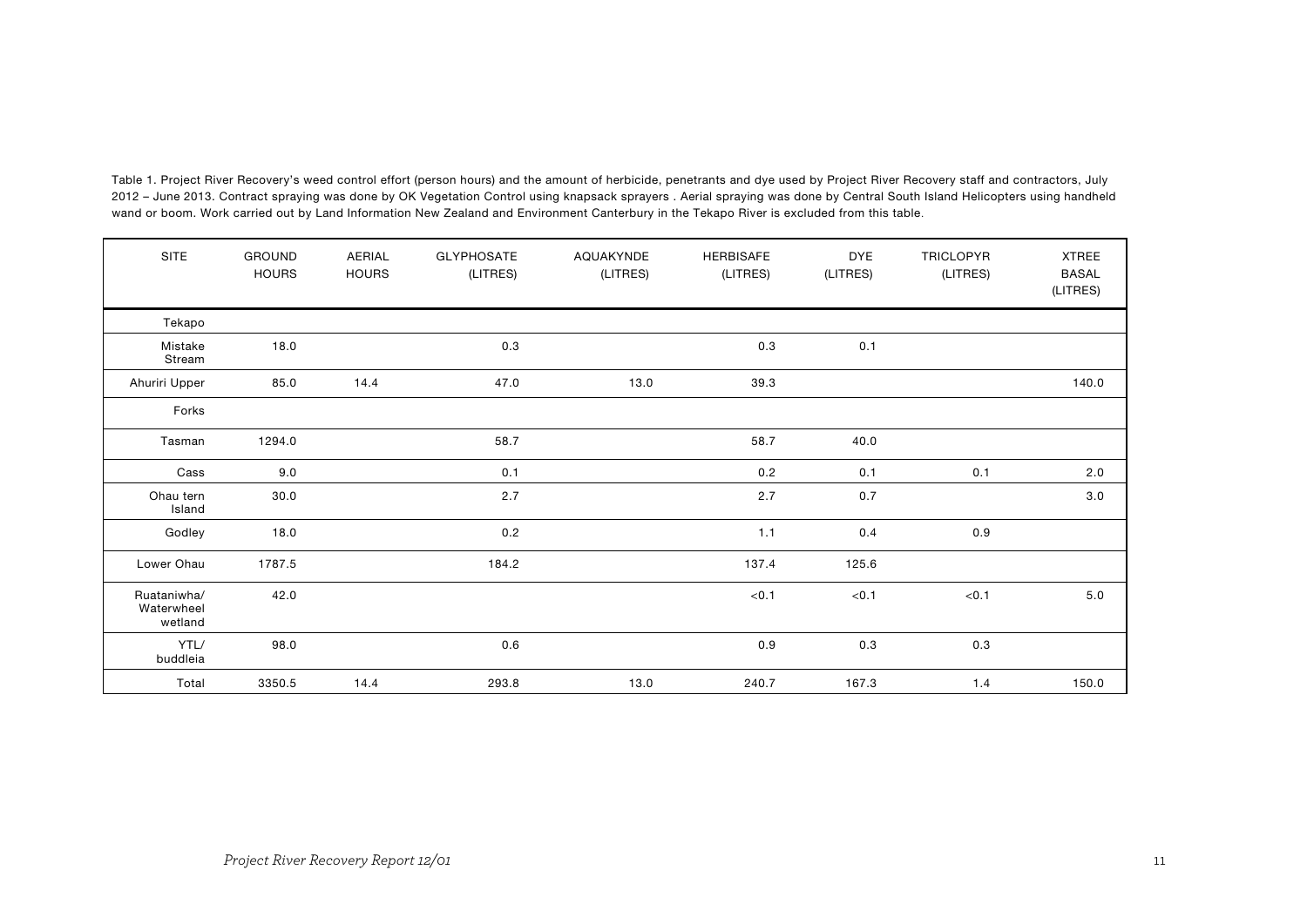Table 1. Project River Recovery's weed control effort (person hours) and the amount of herbicide, penetrants and dye used by Project River Recovery staff and contractors, July 2012 – June 2013. Contract spraying was done by OK Vegetation Control using knapsack sprayers . Aerial spraying was done by Central South Island Helicopters using handheld wand or boom. Work carried out by Land Information New Zealand and Environment Canterbury in the Tekapo River is excluded from this table.

| SITE | GROUND HOURS | AERIAL HOURS | GLYPHOSATE (LITRES) | AQUAKYNDE (LITRES) | HERBISAFE (LITRES) | DYE (LITRES) | TRICLOPYR (LITRES) | XTREE BASAL (LITRES) |
|---|---|---|---|---|---|---|---|---|
| Tekapo | | | | | | | | |
| Mistake Stream | 18.0 | | 0.3 | | 0.3 | 0.1 | | |
| Ahuriri Upper | 85.0 | 14.4 | 47.0 | 13.0 | 39.3 | | | 140.0 |
| Forks | | | | | | | | |
| Tasman | 1294.0 | | 58.7 | | 58.7 | 40.0 | | |
| Cass | 9.0 | | 0.1 | | 0.2 | 0.1 | 0.1 | 2.0 |
| Ohau tern Island | 30.0 | | 2.7 | | 2.7 | 0.7 | | 3.0 |
| Godley | 18.0 | | 0.2 | | 1.1 | 0.4 | 0.9 | |
| Lower Ohau | 1787.5 | | 184.2 | | 137.4 | 125.6 | | |
| Ruataniwha/ Waterwheel wetland | 42.0 | | | | <0.1 | <0.1 | <0.1 | 5.0 |
| YTL/ buddleia | 98.0 | | 0.6 | | 0.9 | 0.3 | 0.3 | |
| Total | 3350.5 | 14.4 | 293.8 | 13.0 | 240.7 | 167.3 | 1.4 | 150.0 |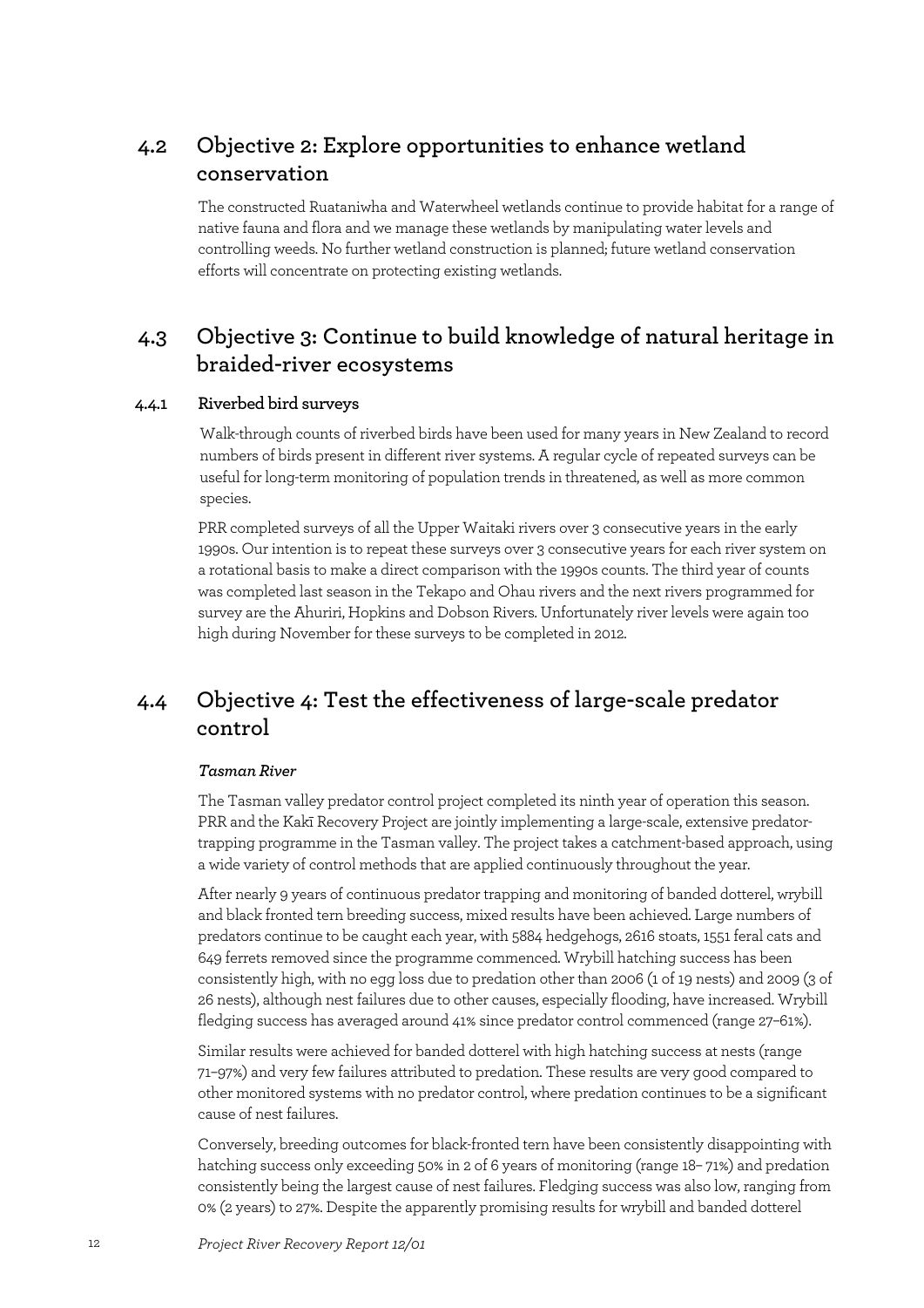## 4.2 Objective 2: Explore opportunities to enhance wetland conservation

The constructed Ruataniwha and Waterwheel wetlands continue to provide habitat for a range of native fauna and flora and we manage these wetlands by manipulating water levels and controlling weeds. No further wetland construction is planned; future wetland conservation efforts will concentrate on protecting existing wetlands.

## 4.3 Objective 3: Continue to build knowledge of natural heritage in braided-river ecosystems

### 4.4.1 Riverbed bird surveys

Walk-through counts of riverbed birds have been used for many years in New Zealand to record numbers of birds present in different river systems. A regular cycle of repeated surveys can be useful for long-term monitoring of population trends in threatened, as well as more common species.

PRR completed surveys of all the Upper Waitaki rivers over 3 consecutive years in the early 1990s. Our intention is to repeat these surveys over 3 consecutive years for each river system on a rotational basis to make a direct comparison with the 1990s counts. The third year of counts was completed last season in the Tekapo and Ohau rivers and the next rivers programmed for survey are the Ahuriri, Hopkins and Dobson Rivers. Unfortunately river levels were again too high during November for these surveys to be completed in 2012.

## 4.4 Objective 4: Test the effectiveness of large-scale predator control

*Tasman River*

The Tasman valley predator control project completed its ninth year of operation this season. PRR and the Kakī Recovery Project are jointly implementing a large-scale, extensive predator-trapping programme in the Tasman valley. The project takes a catchment-based approach, using a wide variety of control methods that are applied continuously throughout the year.

After nearly 9 years of continuous predator trapping and monitoring of banded dotterel, wrybill and black fronted tern breeding success, mixed results have been achieved. Large numbers of predators continue to be caught each year, with 5884 hedgehogs, 2616 stoats, 1551 feral cats and 649 ferrets removed since the programme commenced. Wrybill hatching success has been consistently high, with no egg loss due to predation other than 2006 (1 of 19 nests) and 2009 (3 of 26 nests), although nest failures due to other causes, especially flooding, have increased. Wrybill fledging success has averaged around 41% since predator control commenced (range 27–61%).

Similar results were achieved for banded dotterel with high hatching success at nests (range 71–97%) and very few failures attributed to predation. These results are very good compared to other monitored systems with no predator control, where predation continues to be a significant cause of nest failures.

Conversely, breeding outcomes for black-fronted tern have been consistently disappointing with hatching success only exceeding 50% in 2 of 6 years of monitoring (range 18– 71%) and predation consistently being the largest cause of nest failures. Fledging success was also low, ranging from 0% (2 years) to 27%. Despite the apparently promising results for wrybill and banded dotterel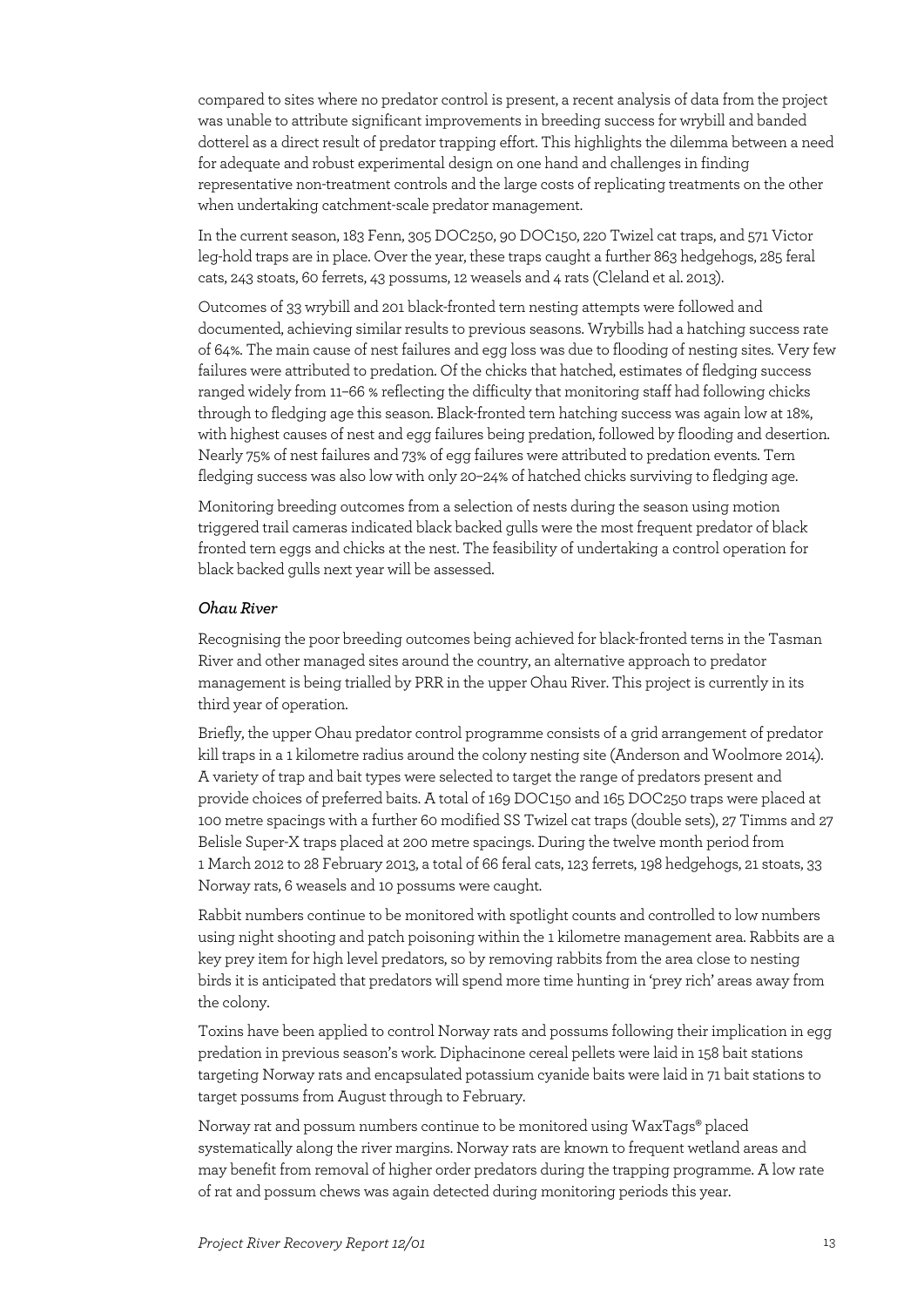compared to sites where no predator control is present, a recent analysis of data from the project was unable to attribute significant improvements in breeding success for wrybill and banded dotterel as a direct result of predator trapping effort. This highlights the dilemma between a need for adequate and robust experimental design on one hand and challenges in finding representative non-treatment controls and the large costs of replicating treatments on the other when undertaking catchment-scale predator management.

In the current season, 183 Fenn, 305 DOC250, 90 DOC150, 220 Twizel cat traps, and 571 Victor leg-hold traps are in place. Over the year, these traps caught a further 863 hedgehogs, 285 feral cats, 243 stoats, 60 ferrets, 43 possums, 12 weasels and 4 rats (Cleland et al. 2013).

Outcomes of 33 wrybill and 201 black-fronted tern nesting attempts were followed and documented, achieving similar results to previous seasons. Wrybills had a hatching success rate of 64%. The main cause of nest failures and egg loss was due to flooding of nesting sites. Very few failures were attributed to predation. Of the chicks that hatched, estimates of fledging success ranged widely from 11–66 % reflecting the difficulty that monitoring staff had following chicks through to fledging age this season. Black-fronted tern hatching success was again low at 18%, with highest causes of nest and egg failures being predation, followed by flooding and desertion. Nearly 75% of nest failures and 73% of egg failures were attributed to predation events. Tern fledging success was also low with only 20–24% of hatched chicks surviving to fledging age.

Monitoring breeding outcomes from a selection of nests during the season using motion triggered trail cameras indicated black backed gulls were the most frequent predator of black fronted tern eggs and chicks at the nest. The feasibility of undertaking a control operation for black backed gulls next year will be assessed.

### *Ohau River*

Recognising the poor breeding outcomes being achieved for black-fronted terns in the Tasman River and other managed sites around the country, an alternative approach to predator management is being trialled by PRR in the upper Ohau River. This project is currently in its third year of operation.

Briefly, the upper Ohau predator control programme consists of a grid arrangement of predator kill traps in a 1 kilometre radius around the colony nesting site (Anderson and Woolmore 2014). A variety of trap and bait types were selected to target the range of predators present and provide choices of preferred baits. A total of 169 DOC150 and 165 DOC250 traps were placed at 100 metre spacings with a further 60 modified SS Twizel cat traps (double sets), 27 Timms and 27 Belisle Super-X traps placed at 200 metre spacings. During the twelve month period from 1 March 2012 to 28 February 2013, a total of 66 feral cats, 123 ferrets, 198 hedgehogs, 21 stoats, 33 Norway rats, 6 weasels and 10 possums were caught.

Rabbit numbers continue to be monitored with spotlight counts and controlled to low numbers using night shooting and patch poisoning within the 1 kilometre management area. Rabbits are a key prey item for high level predators, so by removing rabbits from the area close to nesting birds it is anticipated that predators will spend more time hunting in 'prey rich' areas away from the colony.

Toxins have been applied to control Norway rats and possums following their implication in egg predation in previous season's work. Diphacinone cereal pellets were laid in 158 bait stations targeting Norway rats and encapsulated potassium cyanide baits were laid in 71 bait stations to target possums from August through to February.

Norway rat and possum numbers continue to be monitored using WaxTags® placed systematically along the river margins. Norway rats are known to frequent wetland areas and may benefit from removal of higher order predators during the trapping programme. A low rate of rat and possum chews was again detected during monitoring periods this year.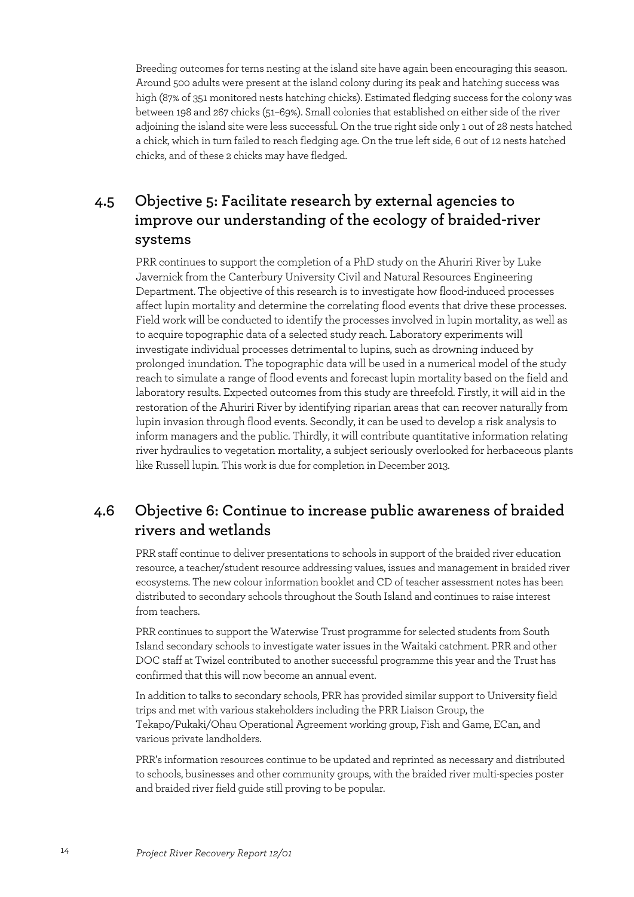Breeding outcomes for terns nesting at the island site have again been encouraging this season. Around 500 adults were present at the island colony during its peak and hatching success was high (87% of 351 monitored nests hatching chicks). Estimated fledging success for the colony was between 198 and 267 chicks (51–69%). Small colonies that established on either side of the river adjoining the island site were less successful. On the true right side only 1 out of 28 nests hatched a chick, which in turn failed to reach fledging age. On the true left side, 6 out of 12 nests hatched chicks, and of these 2 chicks may have fledged.

## 4.5 Objective 5: Facilitate research by external agencies to improve our understanding of the ecology of braided-river systems

PRR continues to support the completion of a PhD study on the Ahuriri River by Luke Javernick from the Canterbury University Civil and Natural Resources Engineering Department. The objective of this research is to investigate how flood-induced processes affect lupin mortality and determine the correlating flood events that drive these processes. Field work will be conducted to identify the processes involved in lupin mortality, as well as to acquire topographic data of a selected study reach. Laboratory experiments will investigate individual processes detrimental to lupins, such as drowning induced by prolonged inundation. The topographic data will be used in a numerical model of the study reach to simulate a range of flood events and forecast lupin mortality based on the field and laboratory results. Expected outcomes from this study are threefold. Firstly, it will aid in the restoration of the Ahuriri River by identifying riparian areas that can recover naturally from lupin invasion through flood events. Secondly, it can be used to develop a risk analysis to inform managers and the public. Thirdly, it will contribute quantitative information relating river hydraulics to vegetation mortality, a subject seriously overlooked for herbaceous plants like Russell lupin. This work is due for completion in December 2013.

## 4.6 Objective 6: Continue to increase public awareness of braided rivers and wetlands

PRR staff continue to deliver presentations to schools in support of the braided river education resource, a teacher/student resource addressing values, issues and management in braided river ecosystems. The new colour information booklet and CD of teacher assessment notes has been distributed to secondary schools throughout the South Island and continues to raise interest from teachers.

PRR continues to support the Waterwise Trust programme for selected students from South Island secondary schools to investigate water issues in the Waitaki catchment. PRR and other DOC staff at Twizel contributed to another successful programme this year and the Trust has confirmed that this will now become an annual event.

In addition to talks to secondary schools, PRR has provided similar support to University field trips and met with various stakeholders including the PRR Liaison Group, the Tekapo/Pukaki/Ohau Operational Agreement working group, Fish and Game, ECan, and various private landholders.

PRR's information resources continue to be updated and reprinted as necessary and distributed to schools, businesses and other community groups, with the braided river multi-species poster and braided river field guide still proving to be popular.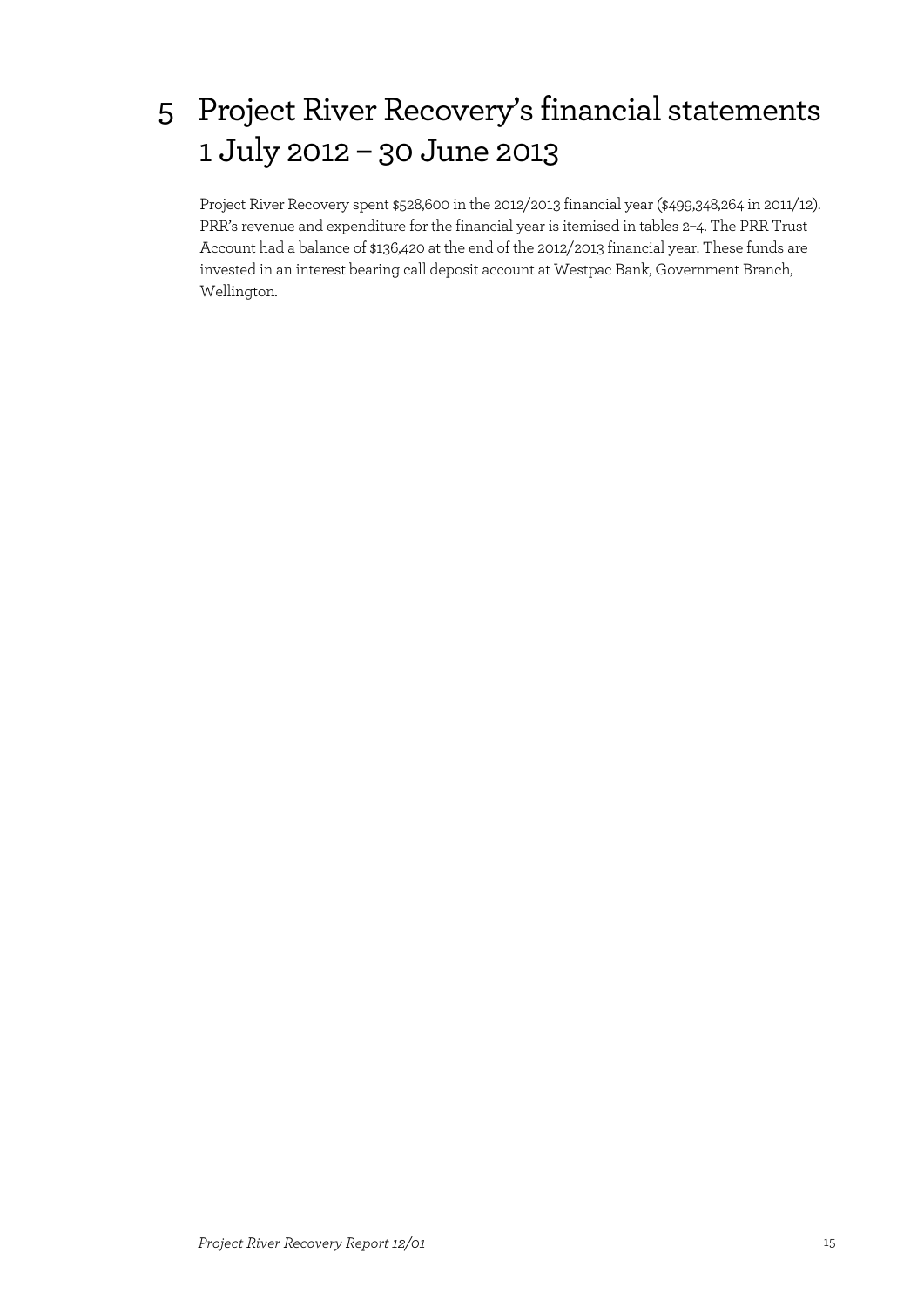# 5 Project River Recovery's financial statements 1 July 2012 – 30 June 2013

Project River Recovery spent $528,600 in the 2012/2013 financial year ($499,348,264 in 2011/12). PRR's revenue and expenditure for the financial year is itemised in tables 2–4. The PRR Trust Account had a balance of $136,420 at the end of the 2012/2013 financial year. These funds are invested in an interest bearing call deposit account at Westpac Bank, Government Branch, Wellington.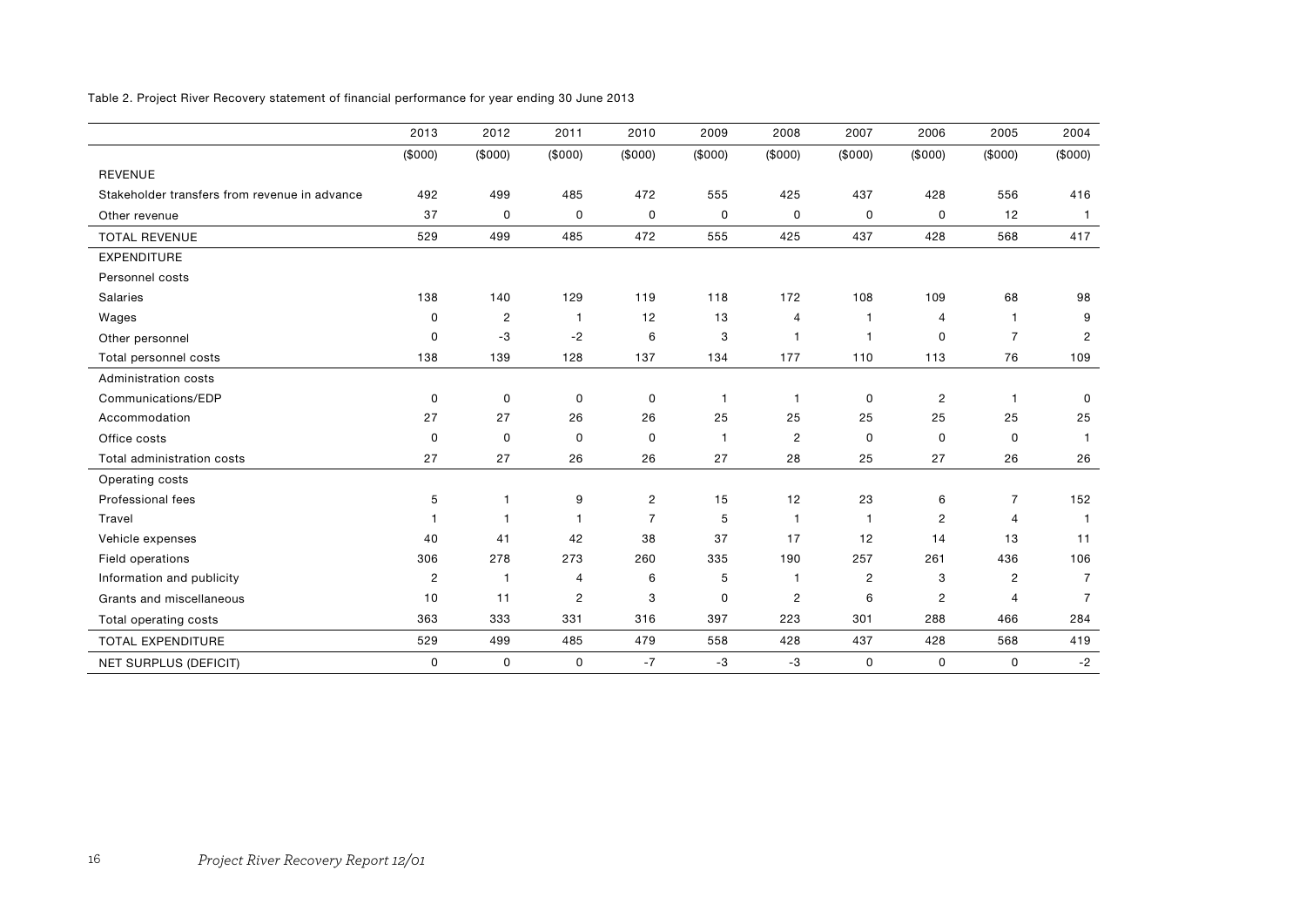Table 2. Project River Recovery statement of financial performance for year ending 30 June 2013

| | 2013 | 2012 | 2011 | 2010 | 2009 | 2008 | 2007 | 2006 | 2005 | 2004 |
|---|---|---|---|---|---|---|---|---|---|---|
| | ($000) | ($000) | ($000) | ($000) | ($000) | ($000) | ($000) | ($000) | ($000) | ($000) |
| REVENUE | | | | | | | | | | |
| Stakeholder transfers from revenue in advance | 492 | 499 | 485 | 472 | 555 | 425 | 437 | 428 | 556 | 416 |
| Other revenue | 37 | 0 | 0 | 0 | 0 | 0 | 0 | 0 | 12 | 1 |
| TOTAL REVENUE | 529 | 499 | 485 | 472 | 555 | 425 | 437 | 428 | 568 | 417 |
| EXPENDITURE | | | | | | | | | | |
| Personnel costs | | | | | | | | | | |
| Salaries | 138 | 140 | 129 | 119 | 118 | 172 | 108 | 109 | 68 | 98 |
| Wages | 0 | 2 | 1 | 12 | 13 | 4 | 1 | 4 | 1 | 9 |
| Other personnel | 0 | -3 | -2 | 6 | 3 | 1 | 1 | 0 | 7 | 2 |
| Total personnel costs | 138 | 139 | 128 | 137 | 134 | 177 | 110 | 113 | 76 | 109 |
| Administration costs | | | | | | | | | | |
| Communications/EDP | 0 | 0 | 0 | 0 | 1 | 1 | 0 | 2 | 1 | 0 |
| Accommodation | 27 | 27 | 26 | 26 | 25 | 25 | 25 | 25 | 25 | 25 |
| Office costs | 0 | 0 | 0 | 0 | 1 | 2 | 0 | 0 | 0 | 1 |
| Total administration costs | 27 | 27 | 26 | 26 | 27 | 28 | 25 | 27 | 26 | 26 |
| Operating costs | | | | | | | | | | |
| Professional fees | 5 | 1 | 9 | 2 | 15 | 12 | 23 | 6 | 7 | 152 |
| Travel | 1 | 1 | 1 | 7 | 5 | 1 | 1 | 2 | 4 | 1 |
| Vehicle expenses | 40 | 41 | 42 | 38 | 37 | 17 | 12 | 14 | 13 | 11 |
| Field operations | 306 | 278 | 273 | 260 | 335 | 190 | 257 | 261 | 436 | 106 |
| Information and publicity | 2 | 1 | 4 | 6 | 5 | 1 | 2 | 3 | 2 | 7 |
| Grants and miscellaneous | 10 | 11 | 2 | 3 | 0 | 2 | 6 | 2 | 4 | 7 |
| Total operating costs | 363 | 333 | 331 | 316 | 397 | 223 | 301 | 288 | 466 | 284 |
| TOTAL EXPENDITURE | 529 | 499 | 485 | 479 | 558 | 428 | 437 | 428 | 568 | 419 |
| NET SURPLUS (DEFICIT) | 0 | 0 | 0 | -7 | -3 | -3 | 0 | 0 | 0 | -2 |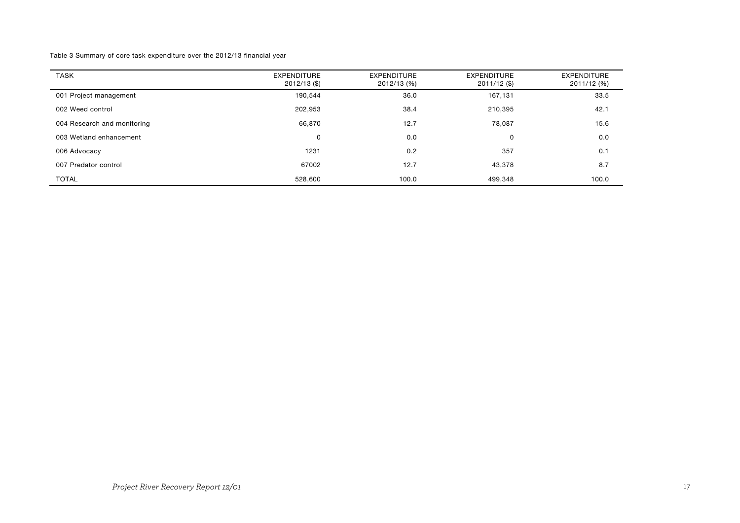Table 3 Summary of core task expenditure over the 2012/13 financial year

| TASK | EXPENDITURE 2012/13 ($) | EXPENDITURE 2012/13 (%) | EXPENDITURE 2011/12 ($) | EXPENDITURE 2011/12 (%) |
|---|---|---|---|---|
| 001 Project management | 190,544 | 36.0 | 167,131 | 33.5 |
| 002 Weed control | 202,953 | 38.4 | 210,395 | 42.1 |
| 004 Research and monitoring | 66,870 | 12.7 | 78,087 | 15.6 |
| 003 Wetland enhancement | 0 | 0.0 | 0 | 0.0 |
| 006 Advocacy | 1231 | 0.2 | 357 | 0.1 |
| 007 Predator control | 67002 | 12.7 | 43,378 | 8.7 |
| TOTAL | 528,600 | 100.0 | 499,348 | 100.0 |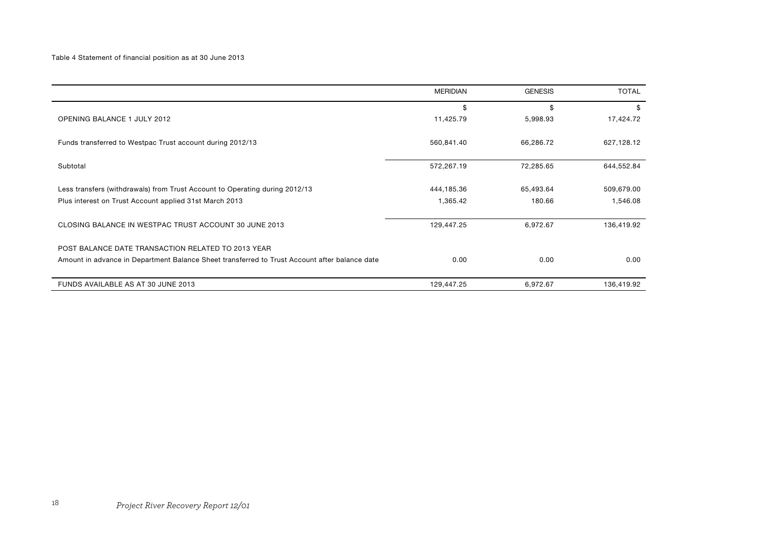Table 4 Statement of financial position as at 30 June 2013

| | MERIDIAN | GENESIS | TOTAL |
|---|---|---|---|
| | $ | $ | $ |
| OPENING BALANCE 1 JULY 2012 | 11,425.79 | 5,998.93 | 17,424.72 |
| Funds transferred to Westpac Trust account during 2012/13 | 560,841.40 | 66,286.72 | 627,128.12 |
| Subtotal | 572,267.19 | 72,285.65 | 644,552.84 |
| Less transfers (withdrawals) from Trust Account to Operating during 2012/13 | 444,185.36 | 65,493.64 | 509,679.00 |
| Plus interest on Trust Account applied 31st March 2013 | 1,365.42 | 180.66 | 1,546.08 |
| CLOSING BALANCE IN WESTPAC TRUST ACCOUNT 30 JUNE 2013 | 129,447.25 | 6,972.67 | 136,419.92 |
| POST BALANCE DATE TRANSACTION RELATED TO 2013 YEAR | | | |
| Amount in advance in Department Balance Sheet transferred to Trust Account after balance date | 0.00 | 0.00 | 0.00 |
| FUNDS AVAILABLE AS AT 30 JUNE 2013 | 129,447.25 | 6,972.67 | 136,419.92 |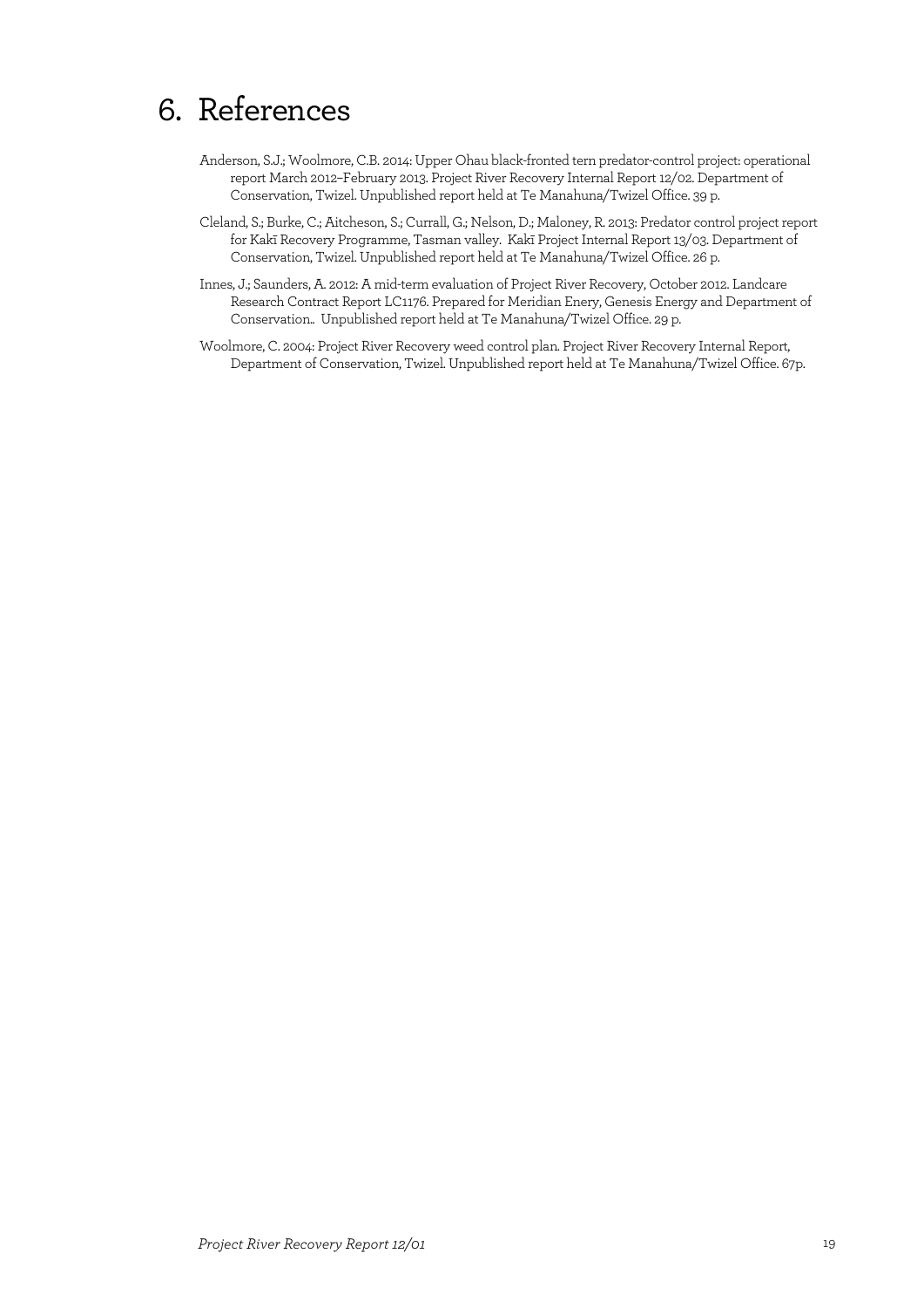# 6. References

Anderson, S.J.; Woolmore, C.B. 2014: Upper Ohau black-fronted tern predator-control project: operational report March 2012–February 2013. Project River Recovery Internal Report 12/02. Department of Conservation, Twizel. Unpublished report held at Te Manahuna/Twizel Office. 39 p.

Cleland, S.; Burke, C.; Aitcheson, S.; Currall, G.; Nelson, D.; Maloney, R. 2013: Predator control project report for Kakī Recovery Programme, Tasman valley. Kakī Project Internal Report 13/03. Department of Conservation, Twizel. Unpublished report held at Te Manahuna/Twizel Office. 26 p.

Innes, J.; Saunders, A. 2012: A mid-term evaluation of Project River Recovery, October 2012. Landcare Research Contract Report LC1176. Prepared for Meridian Enery, Genesis Energy and Department of Conservation.. Unpublished report held at Te Manahuna/Twizel Office. 29 p.

Woolmore, C. 2004: Project River Recovery weed control plan. Project River Recovery Internal Report, Department of Conservation, Twizel. Unpublished report held at Te Manahuna/Twizel Office. 67p.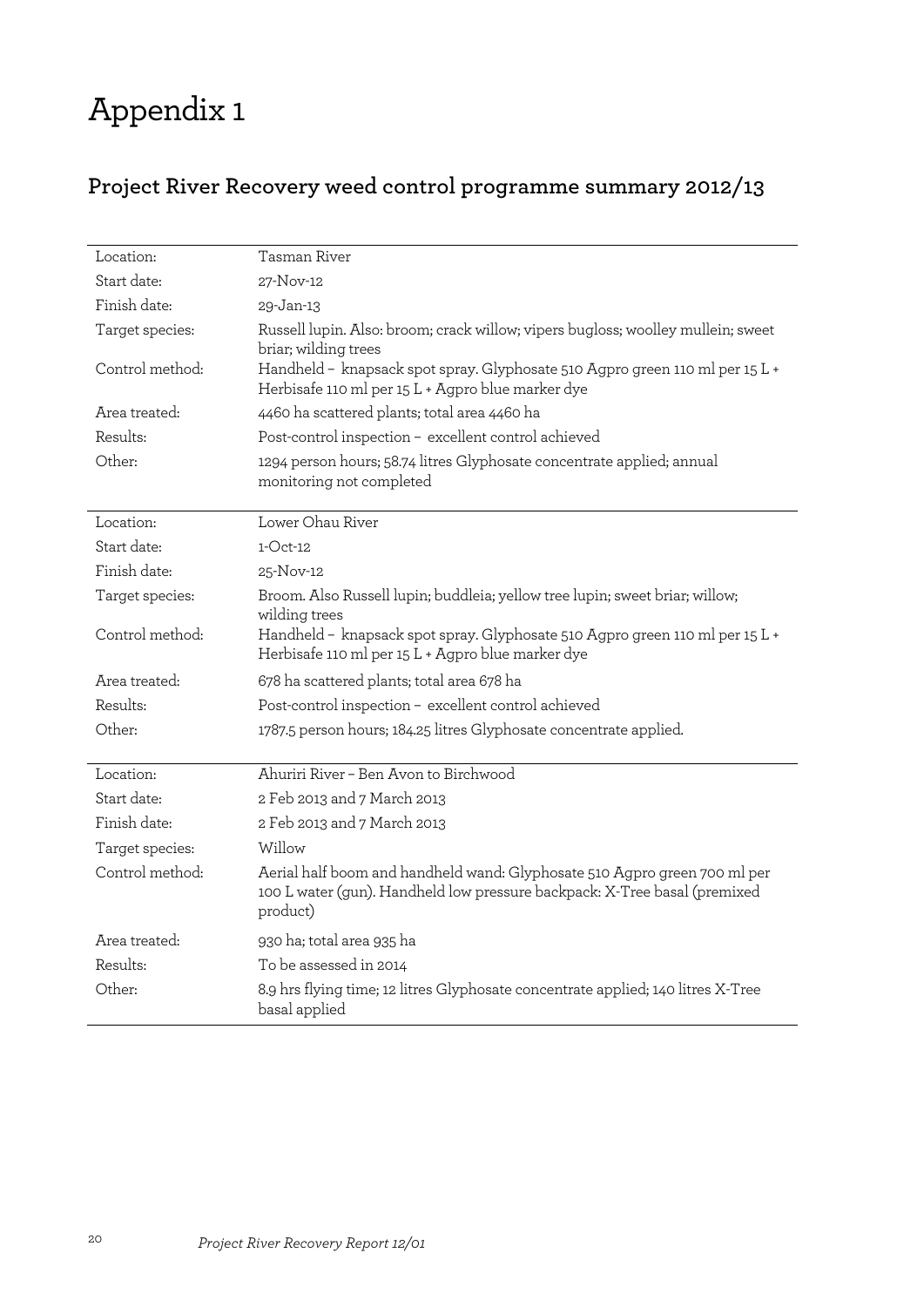# Appendix 1

## Project River Recovery weed control programme summary 2012/13

| | |
|---|---|
| Location: | Tasman River |
| Start date: | 27-Nov-12 |
| Finish date: | 29-Jan-13 |
| Target species: | Russell lupin. Also: broom; crack willow; vipers bugloss; woolley mullein; sweet briar; wilding trees |
| Control method: | Handheld – knapsack spot spray. Glyphosate 510 Agpro green 110 ml per 15 L + Herbisafe 110 ml per 15 L + Agpro blue marker dye |
| Area treated: | 4460 ha scattered plants; total area 4460 ha |
| Results: | Post-control inspection – excellent control achieved |
| Other: | 1294 person hours; 58.74 litres Glyphosate concentrate applied; annual monitoring not completed |

| | |
|---|---|
| Location: | Lower Ohau River |
| Start date: | 1-Oct-12 |
| Finish date: | 25-Nov-12 |
| Target species: | Broom. Also Russell lupin; buddleia; yellow tree lupin; sweet briar; willow; wilding trees |
| Control method: | Handheld – knapsack spot spray. Glyphosate 510 Agpro green 110 ml per 15 L + Herbisafe 110 ml per 15 L + Agpro blue marker dye |
| Area treated: | 678 ha scattered plants; total area 678 ha |
| Results: | Post-control inspection – excellent control achieved |
| Other: | 1787.5 person hours; 184.25 litres Glyphosate concentrate applied. |

| | |
|---|---|
| Location: | Ahuriri River – Ben Avon to Birchwood |
| Start date: | 2 Feb 2013 and 7 March 2013 |
| Finish date: | 2 Feb 2013 and 7 March 2013 |
| Target species: | Willow |
| Control method: | Aerial half boom and handheld wand: Glyphosate 510 Agpro green 700 ml per 100 L water (gun). Handheld low pressure backpack: X-Tree basal (premixed product) |
| Area treated: | 930 ha; total area 935 ha |
| Results: | To be assessed in 2014 |
| Other: | 8.9 hrs flying time; 12 litres Glyphosate concentrate applied; 140 litres X-Tree basal applied |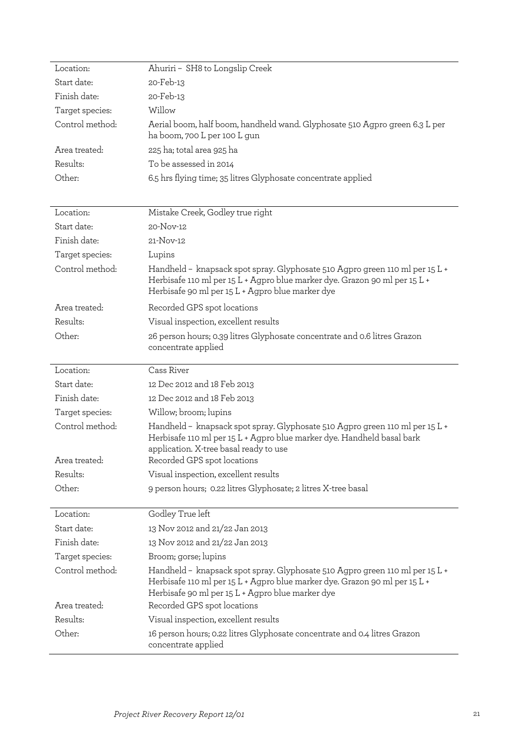| | |
|---|---|
| Location: | Ahuriri – SH8 to Longslip Creek |
| Start date: | 20-Feb-13 |
| Finish date: | 20-Feb-13 |
| Target species: | Willow |
| Control method: | Aerial boom, half boom, handheld wand. Glyphosate 510 Agpro green 6.3 L per ha boom, 700 L per 100 L gun |
| Area treated: | 225 ha; total area 925 ha |
| Results: | To be assessed in 2014 |
| Other: | 6.5 hrs flying time; 35 litres Glyphosate concentrate applied |

| | |
|---|---|
| Location: | Mistake Creek, Godley true right |
| Start date: | 20-Nov-12 |
| Finish date: | 21-Nov-12 |
| Target species: | Lupins |
| Control method: | Handheld – knapsack spot spray. Glyphosate 510 Agpro green 110 ml per 15 L + Herbisafe 110 ml per 15 L + Agpro blue marker dye. Grazon 90 ml per 15 L + Herbisafe 90 ml per 15 L + Agpro blue marker dye |
| Area treated: | Recorded GPS spot locations |
| Results: | Visual inspection, excellent results |
| Other: | 26 person hours; 0.39 litres Glyphosate concentrate and 0.6 litres Grazon concentrate applied |

| | |
|---|---|
| Location: | Cass River |
| Start date: | 12 Dec 2012 and 18 Feb 2013 |
| Finish date: | 12 Dec 2012 and 18 Feb 2013 |
| Target species: | Willow; broom; lupins |
| Control method: | Handheld – knapsack spot spray. Glyphosate 510 Agpro green 110 ml per 15 L + Herbisafe 110 ml per 15 L + Agpro blue marker dye. Handheld basal bark application. X-tree basal ready to use |
| Area treated: | Recorded GPS spot locations |
| Results: | Visual inspection, excellent results |
| Other: | 9 person hours; 0.22 litres Glyphosate; 2 litres X-tree basal |

| | |
|---|---|
| Location: | Godley True left |
| Start date: | 13 Nov 2012 and 21/22 Jan 2013 |
| Finish date: | 13 Nov 2012 and 21/22 Jan 2013 |
| Target species: | Broom; gorse; lupins |
| Control method: | Handheld – knapsack spot spray. Glyphosate 510 Agpro green 110 ml per 15 L + Herbisafe 110 ml per 15 L + Agpro blue marker dye. Grazon 90 ml per 15 L + Herbisafe 90 ml per 15 L + Agpro blue marker dye |
| Area treated: | Recorded GPS spot locations |
| Results: | Visual inspection, excellent results |
| Other: | 16 person hours; 0.22 litres Glyphosate concentrate and 0.4 litres Grazon concentrate applied |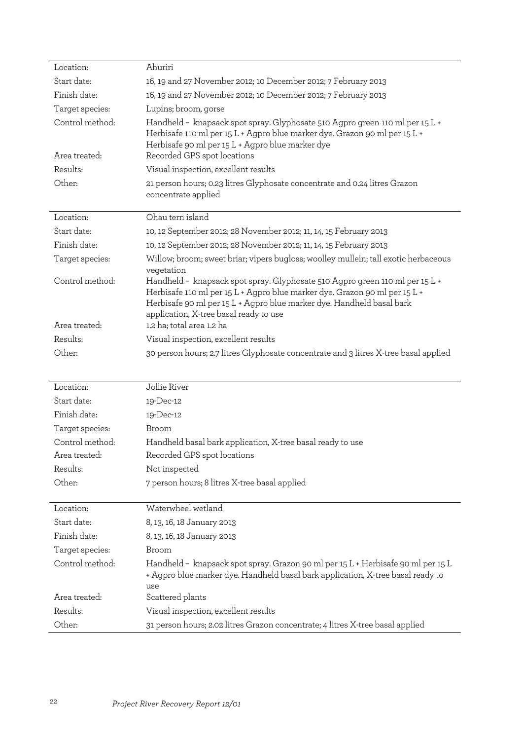| | |
|---|---|
| Location: | Ahuriri |
| Start date: | 16, 19 and 27 November 2012; 10 December 2012; 7 February 2013 |
| Finish date: | 16, 19 and 27 November 2012; 10 December 2012; 7 February 2013 |
| Target species: | Lupins; broom, gorse |
| Control method: | Handheld – knapsack spot spray. Glyphosate 510 Agpro green 110 ml per 15 L + Herbisafe 110 ml per 15 L + Agpro blue marker dye. Grazon 90 ml per 15 L + Herbisafe 90 ml per 15 L + Agpro blue marker dye |
| Area treated: | Recorded GPS spot locations |
| Results: | Visual inspection, excellent results |
| Other: | 21 person hours; 0.23 litres Glyphosate concentrate and 0.24 litres Grazon concentrate applied |

| | |
|---|---|
| Location: | Ohau tern island |
| Start date: | 10, 12 September 2012; 28 November 2012; 11, 14, 15 February 2013 |
| Finish date: | 10, 12 September 2012; 28 November 2012; 11, 14, 15 February 2013 |
| Target species: | Willow; broom; sweet briar; vipers bugloss; woolley mullein; tall exotic herbaceous vegetation |
| Control method: | Handheld – knapsack spot spray. Glyphosate 510 Agpro green 110 ml per 15 L + Herbisafe 110 ml per 15 L + Agpro blue marker dye. Grazon 90 ml per 15 L + Herbisafe 90 ml per 15 L + Agpro blue marker dye. Handheld basal bark application, X-tree basal ready to use |
| Area treated: | 1.2 ha; total area 1.2 ha |
| Results: | Visual inspection, excellent results |
| Other: | 30 person hours; 2.7 litres Glyphosate concentrate and 3 litres X-tree basal applied |

| | |
|---|---|
| Location: | Jollie River |
| Start date: | 19-Dec-12 |
| Finish date: | 19-Dec-12 |
| Target species: | Broom |
| Control method: | Handheld basal bark application, X-tree basal ready to use |
| Area treated: | Recorded GPS spot locations |
| Results: | Not inspected |
| Other: | 7 person hours; 8 litres X-tree basal applied |

| | |
|---|---|
| Location: | Waterwheel wetland |
| Start date: | 8, 13, 16, 18 January 2013 |
| Finish date: | 8, 13, 16, 18 January 2013 |
| Target species: | Broom |
| Control method: | Handheld – knapsack spot spray. Grazon 90 ml per 15 L + Herbisafe 90 ml per 15 L + Agpro blue marker dye. Handheld basal bark application, X-tree basal ready to use |
| Area treated: | Scattered plants |
| Results: | Visual inspection, excellent results |
| Other: | 31 person hours; 2.02 litres Grazon concentrate; 4 litres X-tree basal applied |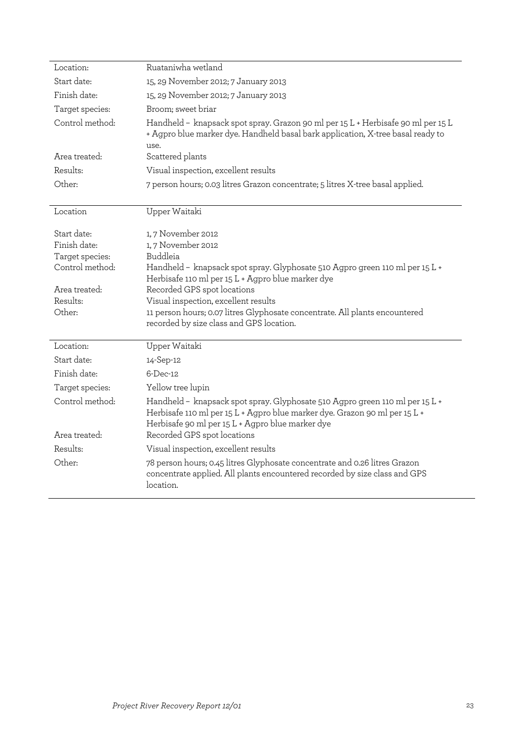| | |
|---|---|
| Location: | Ruataniwha wetland |
| Start date: | 15, 29 November 2012; 7 January 2013 |
| Finish date: | 15, 29 November 2012; 7 January 2013 |
| Target species: | Broom; sweet briar |
| Control method: | Handheld – knapsack spot spray. Grazon 90 ml per 15 L + Herbisafe 90 ml per 15 L + Agpro blue marker dye. Handheld basal bark application, X-tree basal ready to use. |
| Area treated: | Scattered plants |
| Results: | Visual inspection, excellent results |
| Other: | 7 person hours; 0.03 litres Grazon concentrate; 5 litres X-tree basal applied. |

| | |
|---|---|
| Location | Upper Waitaki |
| Start date: | 1, 7 November 2012 |
| Finish date: | 1, 7 November 2012 |
| Target species: | Buddleia |
| Control method: | Handheld – knapsack spot spray. Glyphosate 510 Agpro green 110 ml per 15 L + Herbisafe 110 ml per 15 L + Agpro blue marker dye |
| Area treated: | Recorded GPS spot locations |
| Results: | Visual inspection, excellent results |
| Other: | 11 person hours; 0.07 litres Glyphosate concentrate. All plants encountered recorded by size class and GPS location. |

| | |
|---|---|
| Location: | Upper Waitaki |
| Start date: | 14-Sep-12 |
| Finish date: | 6-Dec-12 |
| Target species: | Yellow tree lupin |
| Control method: | Handheld – knapsack spot spray. Glyphosate 510 Agpro green 110 ml per 15 L + Herbisafe 110 ml per 15 L + Agpro blue marker dye. Grazon 90 ml per 15 L + Herbisafe 90 ml per 15 L + Agpro blue marker dye |
| Area treated: | Recorded GPS spot locations |
| Results: | Visual inspection, excellent results |
| Other: | 78 person hours; 0.45 litres Glyphosate concentrate and 0.26 litres Grazon concentrate applied. All plants encountered recorded by size class and GPS location. |